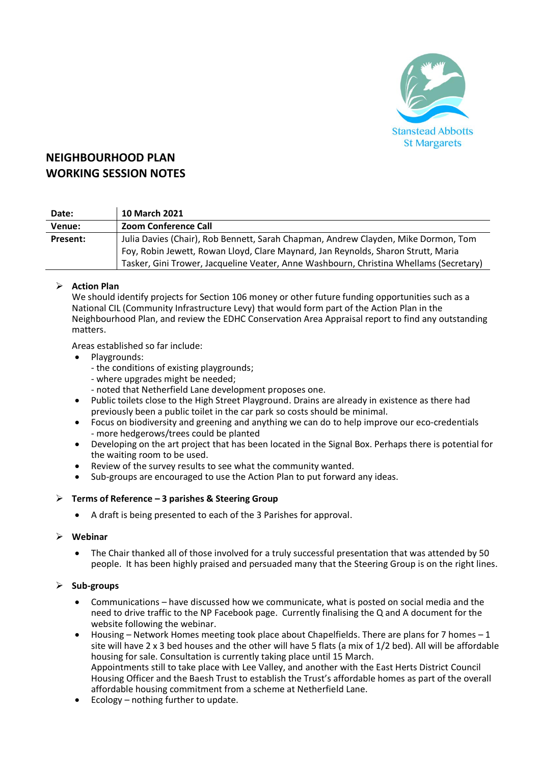Stanstead Abbotts
St Margarets

# NEIGHBOURHOOD PLAN
# WORKING SESSION NOTES

| Date: | 10 March 2021 |
|---|---|
| Venue: | Zoom Conference Call |
| Present: | Julia Davies (Chair), Rob Bennett, Sarah Chapman, Andrew Clayden, Mike Dormon, Tom Foy, Robin Jewett, Rowan Lloyd, Clare Maynard, Jan Reynolds, Sharon Strutt, Maria Tasker, Gini Trower, Jacqueline Veater, Anne Washbourn, Christina Whellams (Secretary) |

- **Action Plan**

  We should identify projects for Section 106 money or other future funding opportunities such as a National CIL (Community Infrastructure Levy) that would form part of the Action Plan in the Neighbourhood Plan, and review the EDHC Conservation Area Appraisal report to find any outstanding matters.

  Areas established so far include:

  - Playgrounds:
    - the conditions of existing playgrounds;
    - where upgrades might be needed;
    - noted that Netherfield Lane development proposes one.
  - Public toilets close to the High Street Playground. Drains are already in existence as there had previously been a public toilet in the car park so costs should be minimal.
  - Focus on biodiversity and greening and anything we can do to help improve our eco-credentials
    - more hedgerows/trees could be planted
  - Developing on the art project that has been located in the Signal Box. Perhaps there is potential for the waiting room to be used.
  - Review of the survey results to see what the community wanted.
  - Sub-groups are encouraged to use the Action Plan to put forward any ideas.

- **Terms of Reference – 3 parishes & Steering Group**

  - A draft is being presented to each of the 3 Parishes for approval.

- **Webinar**

  - The Chair thanked all of those involved for a truly successful presentation that was attended by 50 people. It has been highly praised and persuaded many that the Steering Group is on the right lines.

- **Sub-groups**

  - Communications – have discussed how we communicate, what is posted on social media and the need to drive traffic to the NP Facebook page. Currently finalising the Q and A document for the website following the webinar.
  - Housing – Network Homes meeting took place about Chapelfields. There are plans for 7 homes – 1 site will have 2 x 3 bed houses and the other will have 5 flats (a mix of 1/2 bed). All will be affordable housing for sale. Consultation is currently taking place until 15 March.

    Appointments still to take place with Lee Valley, and another with the East Herts District Council Housing Officer and the Baesh Trust to establish the Trust's affordable homes as part of the overall affordable housing commitment from a scheme at Netherfield Lane.
  - Ecology – nothing further to update.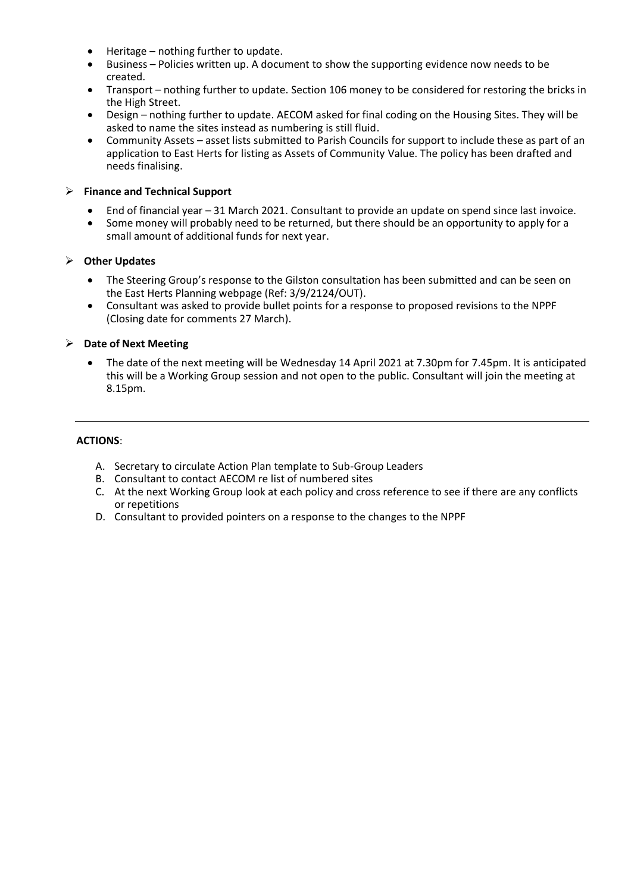- Heritage – nothing further to update.
- Business – Policies written up. A document to show the supporting evidence now needs to be created.
- Transport – nothing further to update. Section 106 money to be considered for restoring the bricks in the High Street.
- Design – nothing further to update. AECOM asked for final coding on the Housing Sites. They will be asked to name the sites instead as numbering is still fluid.
- Community Assets – asset lists submitted to Parish Councils for support to include these as part of an application to East Herts for listing as Assets of Community Value. The policy has been drafted and needs finalising.

## Finance and Technical Support

- End of financial year – 31 March 2021. Consultant to provide an update on spend since last invoice.
- Some money will probably need to be returned, but there should be an opportunity to apply for a small amount of additional funds for next year.

## Other Updates

- The Steering Group's response to the Gilston consultation has been submitted and can be seen on the East Herts Planning webpage (Ref: 3/9/2124/OUT).
- Consultant was asked to provide bullet points for a response to proposed revisions to the NPPF (Closing date for comments 27 March).

## Date of Next Meeting

- The date of the next meeting will be Wednesday 14 April 2021 at 7.30pm for 7.45pm. It is anticipated this will be a Working Group session and not open to the public. Consultant will join the meeting at 8.15pm.

---

**ACTIONS**:

A. Secretary to circulate Action Plan template to Sub-Group Leaders
B. Consultant to contact AECOM re list of numbered sites
C. At the next Working Group look at each policy and cross reference to see if there are any conflicts or repetitions
D. Consultant to provided pointers on a response to the changes to the NPPF